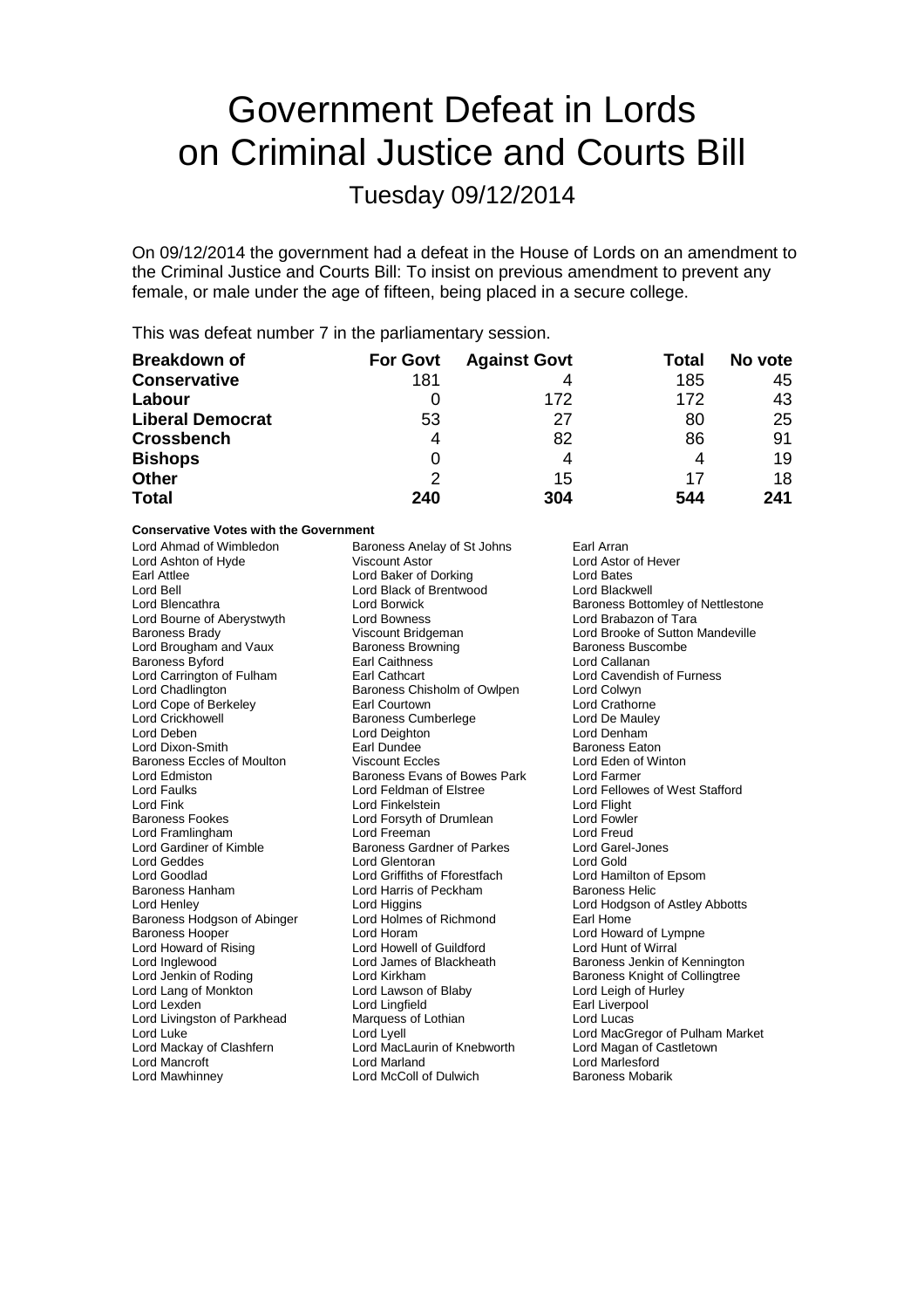# Government Defeat in Lords on Criminal Justice and Courts Bill

## Tuesday 09/12/2014

On 09/12/2014 the government had a defeat in the House of Lords on an amendment to the Criminal Justice and Courts Bill: To insist on previous amendment to prevent any female, or male under the age of fifteen, being placed in a secure college.

This was defeat number 7 in the parliamentary session.

| Breakdown of | For Govt | Against Govt | Total | No vote |
|---|---|---|---|---|
| **Conservative** | 181 | 4 | 185 | 45 |
| **Labour** | 0 | 172 | 172 | 43 |
| **Liberal Democrat** | 53 | 27 | 80 | 25 |
| **Crossbench** | 4 | 82 | 86 | 91 |
| **Bishops** | 0 | 4 | 4 | 19 |
| **Other** | 2 | 15 | 17 | 18 |
| **Total** | **240** | **304** | **544** | **241** |

**Conservative Votes with the Government**

Lord Ahmad of Wimbledon
Baroness Anelay of St Johns
Earl Arran
Lord Ashton of Hyde
Viscount Astor
Lord Astor of Hever
Earl Attlee
Lord Baker of Dorking
Lord Bates
Lord Bell
Lord Black of Brentwood
Lord Blackwell
Lord Blencathra
Lord Borwick
Baroness Bottomley of Nettlestone
Lord Bourne of Aberystwyth
Lord Bowness
Lord Brabazon of Tara
Baroness Brady
Viscount Bridgeman
Lord Brooke of Sutton Mandeville
Lord Brougham and Vaux
Baroness Browning
Baroness Buscombe
Baroness Byford
Earl Caithness
Lord Callanan
Lord Carrington of Fulham
Earl Cathcart
Lord Cavendish of Furness
Lord Chadlington
Baroness Chisholm of Owlpen
Lord Colwyn
Lord Cope of Berkeley
Earl Courtown
Lord Crathorne
Lord Crickhowell
Baroness Cumberlege
Lord De Mauley
Lord Deben
Lord Deighton
Lord Denham
Lord Dixon-Smith
Earl Dundee
Baroness Eaton
Baroness Eccles of Moulton
Viscount Eccles
Lord Eden of Winton
Lord Edmiston
Baroness Evans of Bowes Park
Lord Farmer
Lord Faulks
Lord Feldman of Elstree
Lord Fellowes of West Stafford
Lord Fink
Lord Finkelstein
Lord Flight
Baroness Fookes
Lord Forsyth of Drumlean
Lord Fowler
Lord Framlingham
Lord Freeman
Lord Freud
Lord Gardiner of Kimble
Baroness Gardner of Parkes
Lord Garel-Jones
Lord Geddes
Lord Glentoran
Lord Gold
Lord Goodlad
Lord Griffiths of Fforestfach
Lord Hamilton of Epsom
Baroness Hanham
Lord Harris of Peckham
Baroness Helic
Lord Henley
Lord Higgins
Lord Hodgson of Astley Abbotts
Baroness Hodgson of Abinger
Lord Holmes of Richmond
Earl Home
Baroness Hooper
Lord Horam
Lord Howard of Lympne
Lord Howard of Rising
Lord Howell of Guildford
Lord Hunt of Wirral
Lord Inglewood
Lord James of Blackheath
Baroness Jenkin of Kennington
Lord Jenkin of Roding
Lord Kirkham
Baroness Knight of Collingtree
Lord Lang of Monkton
Lord Lawson of Blaby
Lord Leigh of Hurley
Lord Lexden
Lord Lingfield
Earl Liverpool
Lord Livingston of Parkhead
Marquess of Lothian
Lord Lucas
Lord Luke
Lord Lyell
Lord MacGregor of Pulham Market
Lord Mackay of Clashfern
Lord MacLaurin of Knebworth
Lord Magan of Castletown
Lord Mancroft
Lord Marland
Lord Marlesford
Lord Mawhinney
Lord McColl of Dulwich
Baroness Mobarik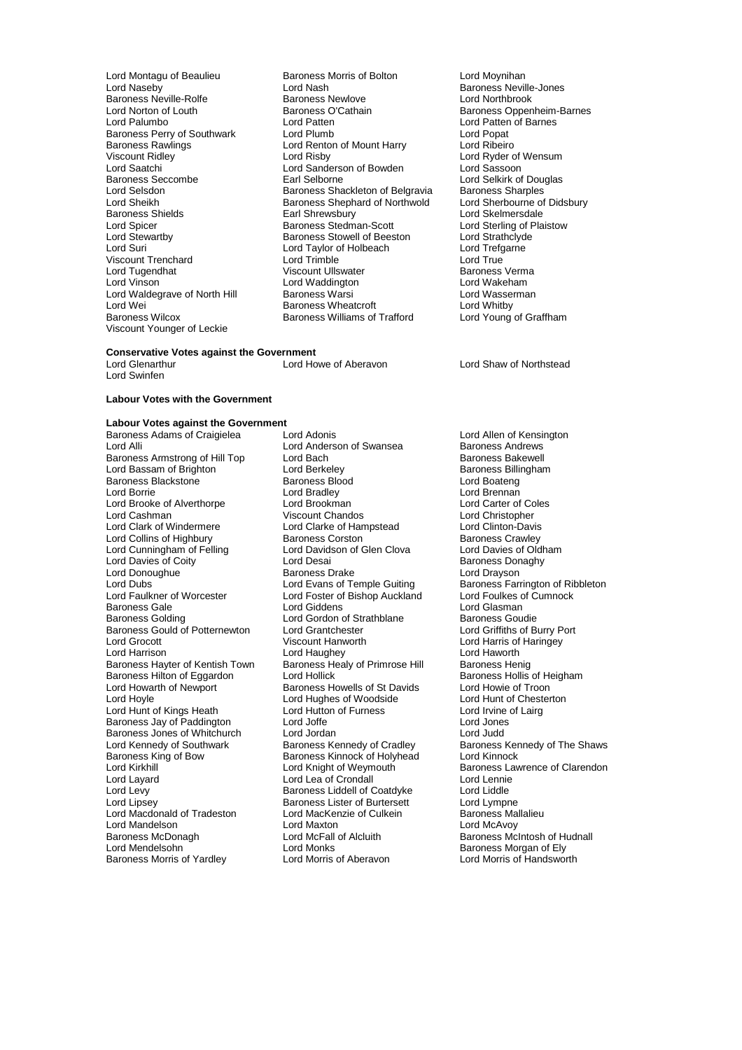Lord Montagu of Beaulieu
Baroness Morris of Bolton
Lord Moynihan
Lord Naseby
Lord Nash
Baroness Neville-Jones
Baroness Neville-Rolfe
Baroness Newlove
Lord Northbrook
Lord Norton of Louth
Baroness O'Cathain
Baroness Oppenheim-Barnes
Lord Palumbo
Lord Patten
Lord Patten of Barnes
Baroness Perry of Southwark
Lord Plumb
Lord Popat
Baroness Rawlings
Lord Renton of Mount Harry
Lord Ribeiro
Viscount Ridley
Lord Risby
Lord Ryder of Wensum
Lord Saatchi
Lord Sanderson of Bowden
Lord Sassoon
Baroness Seccombe
Earl Selborne
Lord Selkirk of Douglas
Lord Selsdon
Baroness Shackleton of Belgravia
Baroness Sharples
Lord Sheikh
Baroness Shephard of Northwold
Lord Sherbourne of Didsbury
Baroness Shields
Earl Shrewsbury
Lord Skelmersdale
Lord Spicer
Baroness Stedman-Scott
Lord Sterling of Plaistow
Lord Stewartby
Baroness Stowell of Beeston
Lord Strathclyde
Lord Suri
Lord Taylor of Holbeach
Lord Trefgarne
Viscount Trenchard
Lord Trimble
Lord True
Lord Tugendhat
Viscount Ullswater
Baroness Verma
Lord Vinson
Lord Waddington
Lord Wakeham
Lord Waldegrave of North Hill
Baroness Warsi
Lord Wasserman
Lord Wei
Baroness Wheatcroft
Lord Whitby
Baroness Wilcox
Baroness Williams of Trafford
Lord Young of Graffham
Viscount Younger of Leckie

**Conservative Votes against the Government**

Lord Glenarthur
Lord Howe of Aberavon
Lord Shaw of Northstead
Lord Swinfen

**Labour Votes with the Government**

**Labour Votes against the Government**

Baroness Adams of Craigielea
Lord Adonis
Lord Allen of Kensington
Lord Alli
Lord Anderson of Swansea
Baroness Andrews
Baroness Armstrong of Hill Top
Lord Bach
Baroness Bakewell
Lord Bassam of Brighton
Lord Berkeley
Baroness Billingham
Baroness Blackstone
Baroness Blood
Lord Boateng
Lord Borrie
Lord Bradley
Lord Brennan
Lord Brooke of Alverthorpe
Lord Brookman
Lord Carter of Coles
Lord Cashman
Viscount Chandos
Lord Christopher
Lord Clark of Windermere
Lord Clarke of Hampstead
Lord Clinton-Davis
Lord Collins of Highbury
Baroness Corston
Baroness Crawley
Lord Cunningham of Felling
Lord Davidson of Glen Clova
Lord Davies of Oldham
Lord Davies of Coity
Lord Desai
Baroness Donaghy
Lord Donoughue
Baroness Drake
Lord Drayson
Lord Dubs
Lord Evans of Temple Guiting
Baroness Farrington of Ribbleton
Lord Faulkner of Worcester
Lord Foster of Bishop Auckland
Lord Foulkes of Cumnock
Baroness Gale
Lord Giddens
Lord Glasman
Baroness Golding
Lord Gordon of Strathblane
Baroness Goudie
Baroness Gould of Potternewton
Lord Grantchester
Lord Griffiths of Burry Port
Lord Grocott
Viscount Hanworth
Lord Harris of Haringey
Lord Harrison
Lord Haughey
Lord Haworth
Baroness Hayter of Kentish Town
Baroness Healy of Primrose Hill
Baroness Henig
Baroness Hilton of Eggardon
Lord Hollick
Baroness Hollis of Heigham
Lord Howarth of Newport
Baroness Howells of St Davids
Lord Howie of Troon
Lord Hoyle
Lord Hughes of Woodside
Lord Hunt of Chesterton
Lord Hunt of Kings Heath
Lord Hutton of Furness
Lord Irvine of Lairg
Baroness Jay of Paddington
Lord Joffe
Lord Jones
Baroness Jones of Whitchurch
Lord Jordan
Lord Judd
Lord Kennedy of Southwark
Baroness Kennedy of Cradley
Baroness Kennedy of The Shaws
Baroness King of Bow
Baroness Kinnock of Holyhead
Lord Kinnock
Lord Kirkhill
Lord Knight of Weymouth
Baroness Lawrence of Clarendon
Lord Layard
Lord Lea of Crondall
Lord Lennie
Lord Levy
Baroness Liddell of Coatdyke
Lord Liddle
Lord Lipsey
Baroness Lister of Burtersett
Lord Lympne
Lord Macdonald of Tradeston
Lord MacKenzie of Culkein
Baroness Mallalieu
Lord Mandelson
Lord Maxton
Lord McAvoy
Baroness McDonagh
Lord McFall of Alcluith
Baroness McIntosh of Hudnall
Lord Mendelsohn
Lord Monks
Baroness Morgan of Ely
Baroness Morris of Yardley
Lord Morris of Aberavon
Lord Morris of Handsworth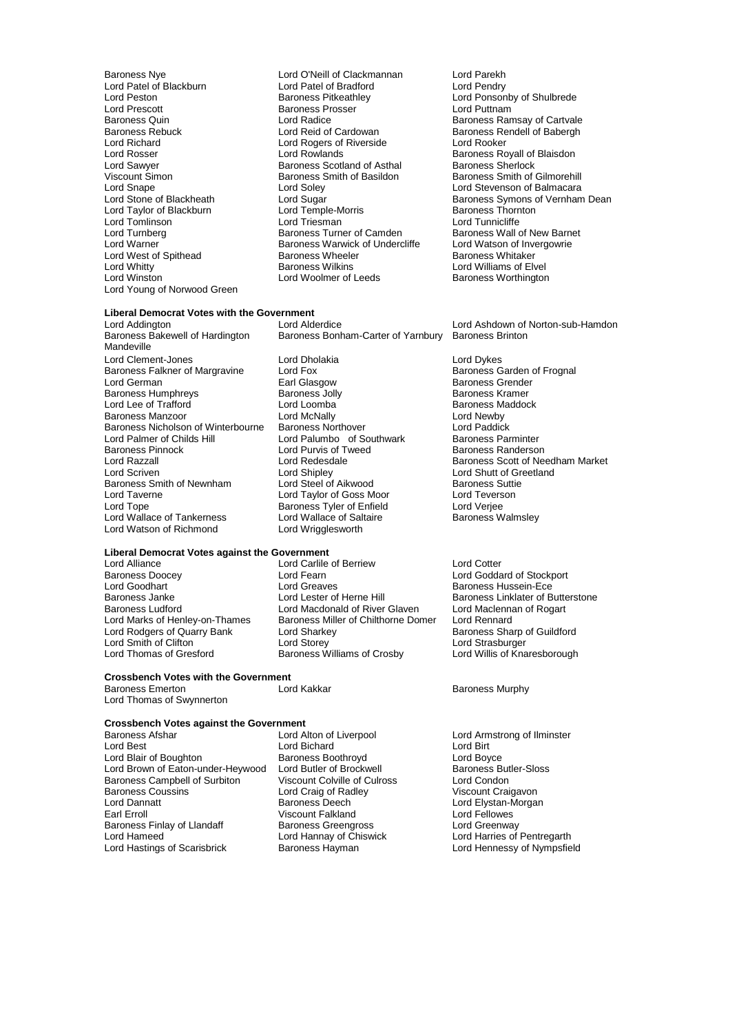Baroness Nye
Lord O'Neill of Clackmannan
Lord Parekh
Lord Patel of Blackburn
Lord Patel of Bradford
Lord Pendry
Lord Peston
Baroness Pitkeathley
Lord Ponsonby of Shulbrede
Lord Prescott
Baroness Prosser
Lord Puttnam
Baroness Quin
Lord Radice
Baroness Ramsay of Cartvale
Baroness Rebuck
Lord Reid of Cardowan
Baroness Rendell of Babergh
Lord Richard
Lord Rogers of Riverside
Lord Rooker
Lord Rosser
Lord Rowlands
Baroness Royall of Blaisdon
Lord Sawyer
Baroness Scotland of Asthal
Baroness Sherlock
Viscount Simon
Baroness Smith of Basildon
Baroness Smith of Gilmorehill
Lord Snape
Lord Soley
Lord Stevenson of Balmacara
Lord Stone of Blackheath
Lord Sugar
Baroness Symons of Vernham Dean
Lord Taylor of Blackburn
Lord Temple-Morris
Baroness Thornton
Lord Tomlinson
Lord Triesman
Lord Tunnicliffe
Lord Turnberg
Baroness Turner of Camden
Baroness Wall of New Barnet
Lord Warner
Baroness Warwick of Undercliffe
Lord Watson of Invergowrie
Lord West of Spithead
Baroness Wheeler
Baroness Whitaker
Lord Whitty
Baroness Wilkins
Lord Williams of Elvel
Lord Winston
Lord Woolmer of Leeds
Baroness Worthington
Lord Young of Norwood Green

**Liberal Democrat Votes with the Government**

Lord Addington
Lord Alderdice
Lord Ashdown of Norton-sub-Hamdon
Baroness Bakewell of Hardington Mandeville
Baroness Bonham-Carter of Yarnbury
Baroness Brinton
Lord Clement-Jones
Lord Dholakia
Lord Dykes
Baroness Falkner of Margravine
Lord Fox
Baroness Garden of Frognal
Lord German
Earl Glasgow
Baroness Grender
Baroness Humphreys
Baroness Jolly
Baroness Kramer
Lord Lee of Trafford
Lord Loomba
Baroness Maddock
Baroness Manzoor
Lord McNally
Lord Newby
Baroness Nicholson of Winterbourne
Baroness Northover
Lord Paddick
Lord Palmer of Childs Hill
Lord Palumbo of Southwark
Baroness Parminter
Baroness Pinnock
Lord Purvis of Tweed
Baroness Randerson
Lord Razzall
Lord Redesdale
Baroness Scott of Needham Market
Lord Scriven
Lord Shipley
Lord Shutt of Greetland
Baroness Smith of Newnham
Lord Steel of Aikwood
Baroness Suttie
Lord Taverne
Lord Taylor of Goss Moor
Lord Teverson
Lord Tope
Baroness Tyler of Enfield
Lord Verjee
Lord Wallace of Tankerness
Lord Wallace of Saltaire
Baroness Walmsley
Lord Watson of Richmond
Lord Wrigglesworth

**Liberal Democrat Votes against the Government**

Lord Alliance
Lord Carlile of Berriew
Lord Cotter
Baroness Doocey
Lord Fearn
Lord Goddard of Stockport
Lord Goodhart
Lord Greaves
Baroness Hussein-Ece
Baroness Janke
Lord Lester of Herne Hill
Baroness Linklater of Butterstone
Baroness Ludford
Lord Macdonald of River Glaven
Lord Maclennan of Rogart
Lord Marks of Henley-on-Thames
Baroness Miller of Chilthorne Domer
Lord Rennard
Lord Rodgers of Quarry Bank
Lord Sharkey
Baroness Sharp of Guildford
Lord Smith of Clifton
Lord Storey
Lord Strasburger
Lord Thomas of Gresford
Baroness Williams of Crosby
Lord Willis of Knaresborough

**Crossbench Votes with the Government**

Baroness Emerton
Lord Kakkar
Baroness Murphy
Lord Thomas of Swynnerton

**Crossbench Votes against the Government**

Baroness Afshar
Lord Alton of Liverpool
Lord Armstrong of Ilminster
Lord Best
Lord Bichard
Lord Birt
Lord Blair of Boughton
Baroness Boothroyd
Lord Boyce
Lord Brown of Eaton-under-Heywood
Lord Butler of Brockwell
Baroness Butler-Sloss
Baroness Campbell of Surbiton
Viscount Colville of Culross
Lord Condon
Baroness Coussins
Lord Craig of Radley
Viscount Craigavon
Lord Dannatt
Baroness Deech
Lord Elystan-Morgan
Earl Erroll
Viscount Falkland
Lord Fellowes
Baroness Finlay of Llandaff
Baroness Greengross
Lord Greenway
Lord Hameed
Lord Hannay of Chiswick
Lord Harries of Pentregarth
Lord Hastings of Scarisbrick
Baroness Hayman
Lord Hennessy of Nympsfield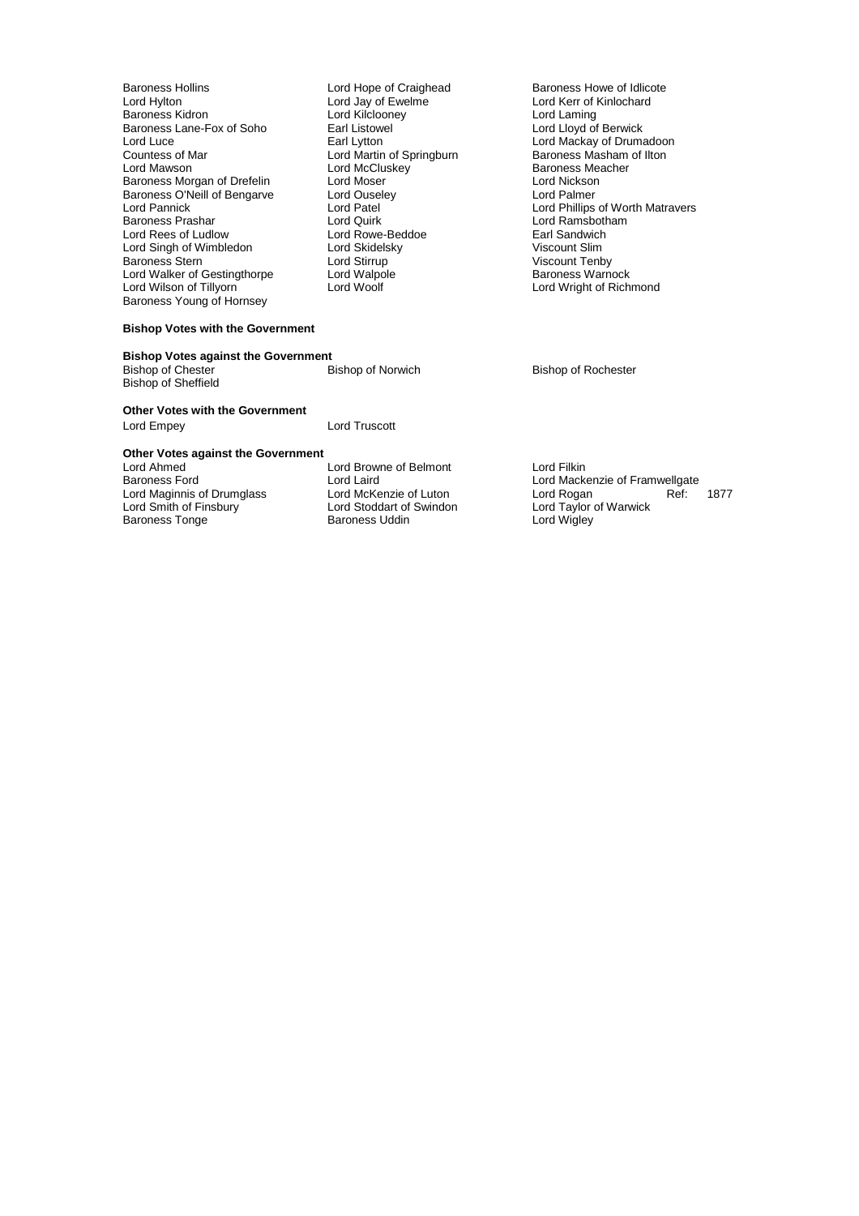Baroness Hollins
Lord Hope of Craighead
Baroness Howe of Idlicote
Lord Hylton
Lord Jay of Ewelme
Lord Kerr of Kinlochard
Baroness Kidron
Lord Kilclooney
Lord Laming
Baroness Lane-Fox of Soho
Earl Listowel
Lord Lloyd of Berwick
Lord Luce
Earl Lytton
Lord Mackay of Drumadoon
Countess of Mar
Lord Martin of Springburn
Baroness Masham of Ilton
Lord Mawson
Lord McCluskey
Baroness Meacher
Baroness Morgan of Drefelin
Lord Moser
Lord Nickson
Baroness O'Neill of Bengarve
Lord Ouseley
Lord Palmer
Lord Pannick
Lord Patel
Lord Phillips of Worth Matravers
Baroness Prashar
Lord Quirk
Lord Ramsbotham
Lord Rees of Ludlow
Lord Rowe-Beddoe
Earl Sandwich
Lord Singh of Wimbledon
Lord Skidelsky
Viscount Slim
Baroness Stern
Lord Stirrup
Viscount Tenby
Lord Walker of Gestingthorpe
Lord Walpole
Baroness Warnock
Lord Wilson of Tillyorn
Lord Woolf
Lord Wright of Richmond
Baroness Young of Hornsey

**Bishop Votes with the Government**

**Bishop Votes against the Government**

Bishop of Chester
Bishop of Norwich
Bishop of Rochester
Bishop of Sheffield

**Other Votes with the Government**

Lord Empey
Lord Truscott

**Other Votes against the Government**

Lord Ahmed
Lord Browne of Belmont
Lord Filkin
Baroness Ford
Lord Laird
Lord Mackenzie of Framwellgate
Lord Maginnis of Drumglass
Lord McKenzie of Luton
Lord Rogan
Lord Smith of Finsbury
Lord Stoddart of Swindon
Lord Taylor of Warwick
Baroness Tonge
Baroness Uddin
Lord Wigley

Ref: 1877